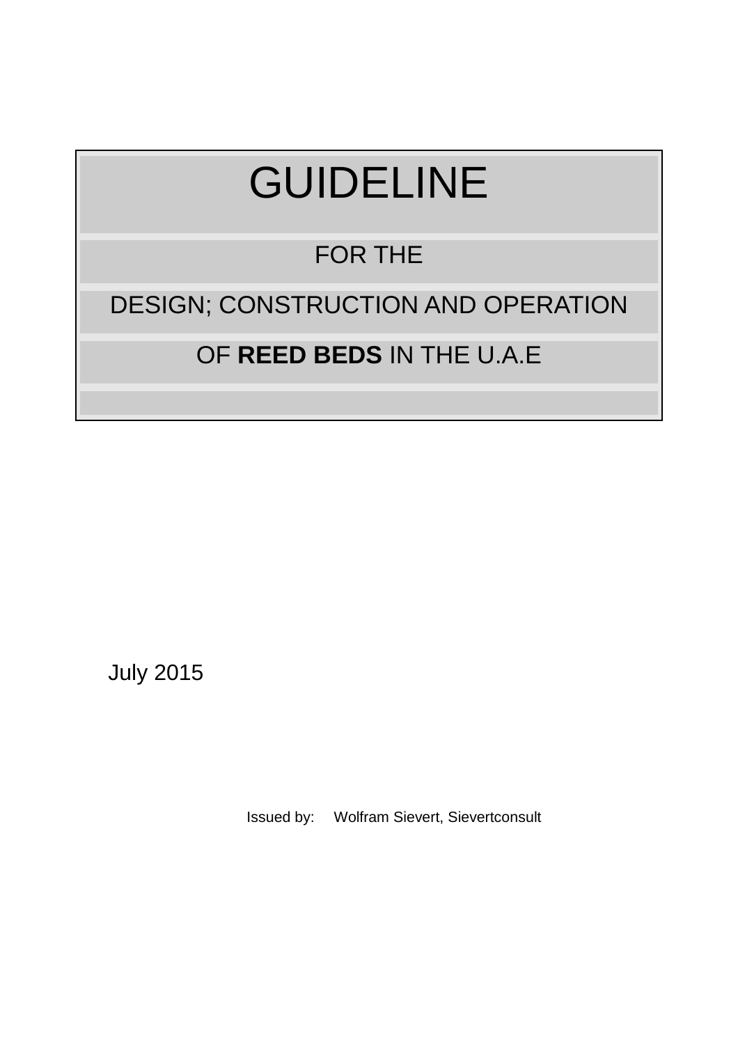# GUIDELINE

FOR THE

DESIGN; CONSTRUCTION AND OPERATION

OF **REED BEDS** IN THE U.A.E

July 2015

Issued by: Wolfram Sievert, Sievertconsult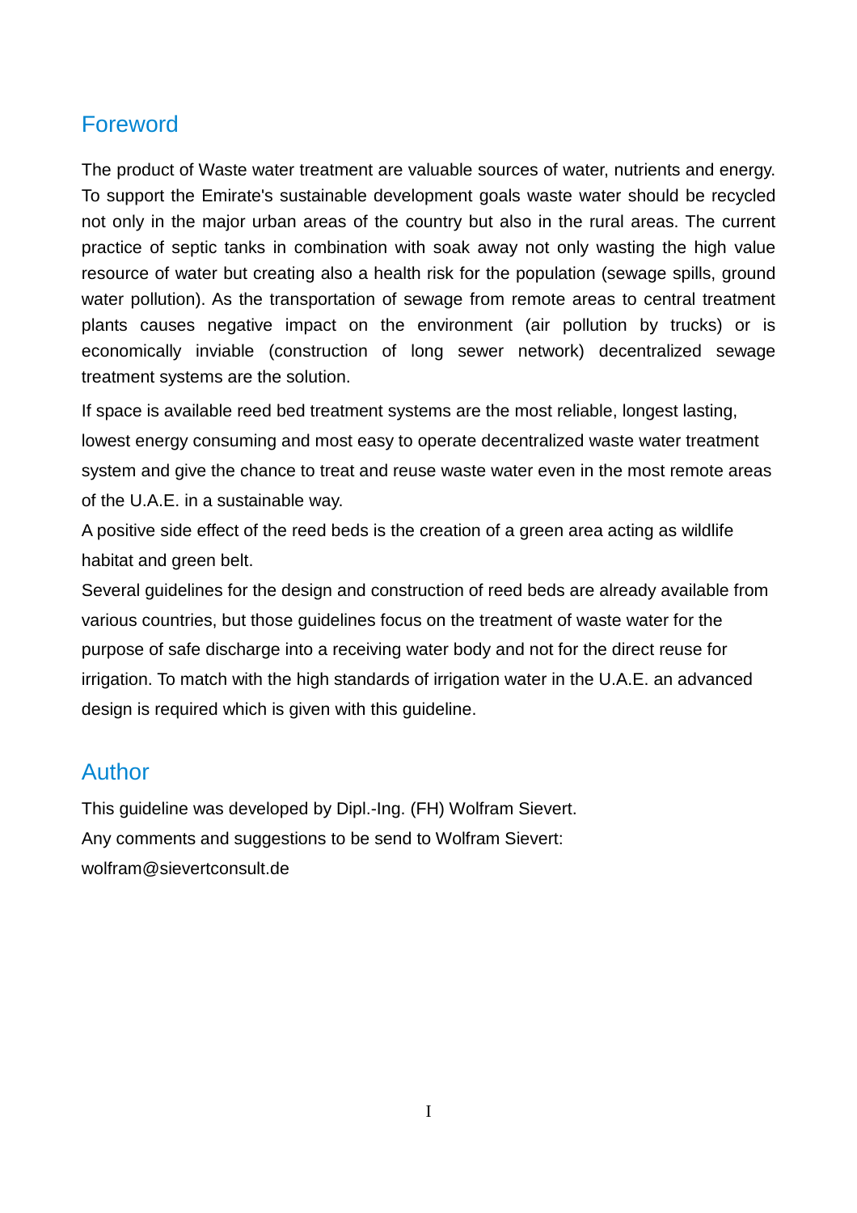# Foreword

The product of Waste water treatment are valuable sources of water, nutrients and energy. To support the Emirate's sustainable development goals waste water should be recycled not only in the major urban areas of the country but also in the rural areas. The current practice of septic tanks in combination with soak away not only wasting the high value resource of water but creating also a health risk for the population (sewage spills, ground water pollution). As the transportation of sewage from remote areas to central treatment plants causes negative impact on the environment (air pollution by trucks) or is economically inviable (construction of long sewer network) decentralized sewage treatment systems are the solution.

If space is available reed bed treatment systems are the most reliable, longest lasting, lowest energy consuming and most easy to operate decentralized waste water treatment system and give the chance to treat and reuse waste water even in the most remote areas of the U.A.E. in a sustainable way.

A positive side effect of the reed beds is the creation of a green area acting as wildlife habitat and green belt.

Several guidelines for the design and construction of reed beds are already available from various countries, but those guidelines focus on the treatment of waste water for the purpose of safe discharge into a receiving water body and not for the direct reuse for irrigation. To match with the high standards of irrigation water in the U.A.E. an advanced design is required which is given with this guideline.

# Author

This guideline was developed by Dipl.-Ing. (FH) Wolfram Sievert.
Any comments and suggestions to be send to Wolfram Sievert:
wolfram@sievertconsult.de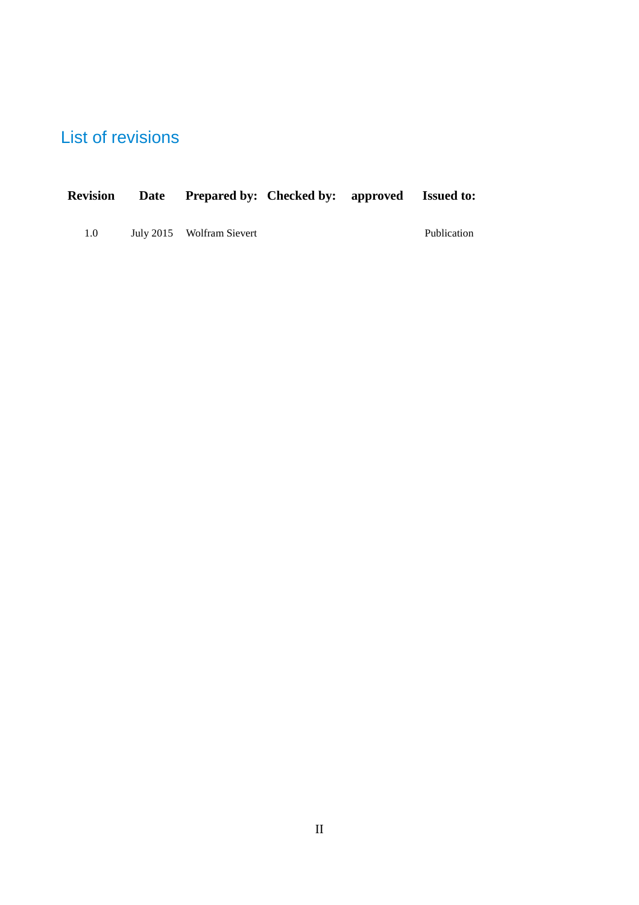# List of revisions

| Revision | Date | Prepared by: | Checked by: | approved | Issued to: |
|---|---|---|---|---|---|
| 1.0 | July 2015 | Wolfram Sievert | | | Publication |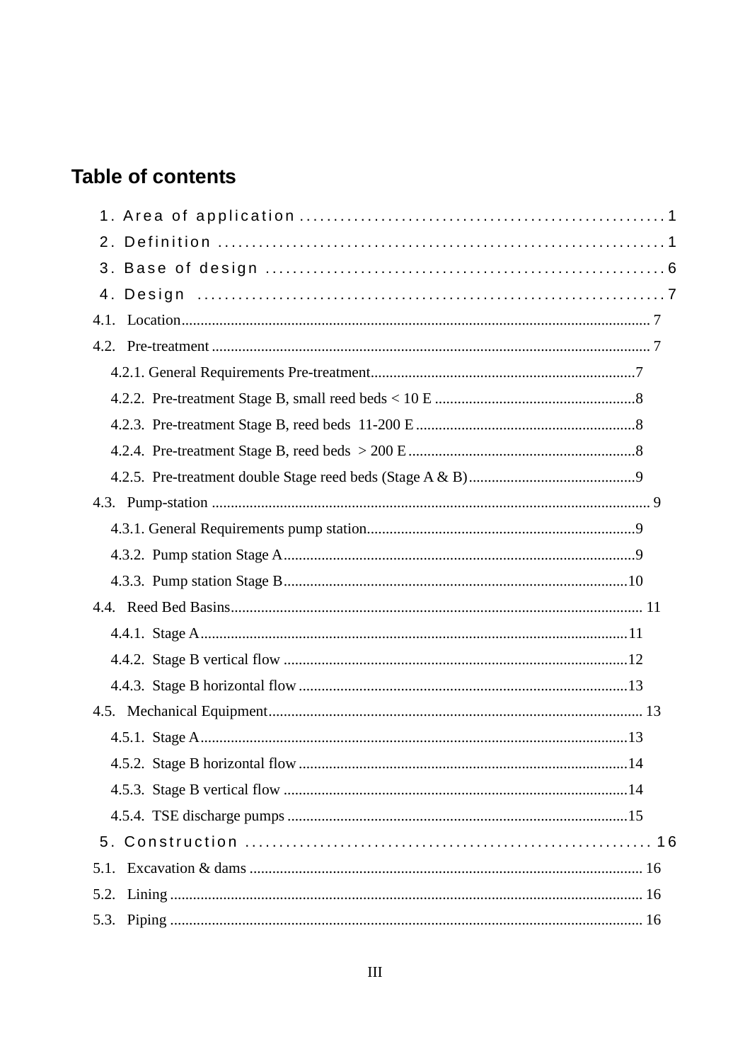## Table of contents

1. Area of application ..... 1
2. Definition ..... 1
3. Base of design ..... 6
4. Design ..... 7
   - 4.1. Location ..... 7
   - 4.2. Pre-treatment ..... 7
     - 4.2.1. General Requirements Pre-treatment ..... 7
     - 4.2.2. Pre-treatment Stage B, small reed beds < 10 E ..... 8
     - 4.2.3. Pre-treatment Stage B, reed beds 11-200 E ..... 8
     - 4.2.4. Pre-treatment Stage B, reed beds > 200 E ..... 8
     - 4.2.5. Pre-treatment double Stage reed beds (Stage A & B) ..... 9
   - 4.3. Pump-station ..... 9
     - 4.3.1. General Requirements pump station ..... 9
     - 4.3.2. Pump station Stage A ..... 9
     - 4.3.3. Pump station Stage B ..... 10
   - 4.4. Reed Bed Basins ..... 11
     - 4.4.1. Stage A ..... 11
     - 4.4.2. Stage B vertical flow ..... 12
     - 4.4.3. Stage B horizontal flow ..... 13
   - 4.5. Mechanical Equipment ..... 13
     - 4.5.1. Stage A ..... 13
     - 4.5.2. Stage B horizontal flow ..... 14
     - 4.5.3. Stage B vertical flow ..... 14
     - 4.5.4. TSE discharge pumps ..... 15
5. Construction ..... 16
   - 5.1. Excavation & dams ..... 16
   - 5.2. Lining ..... 16
   - 5.3. Piping ..... 16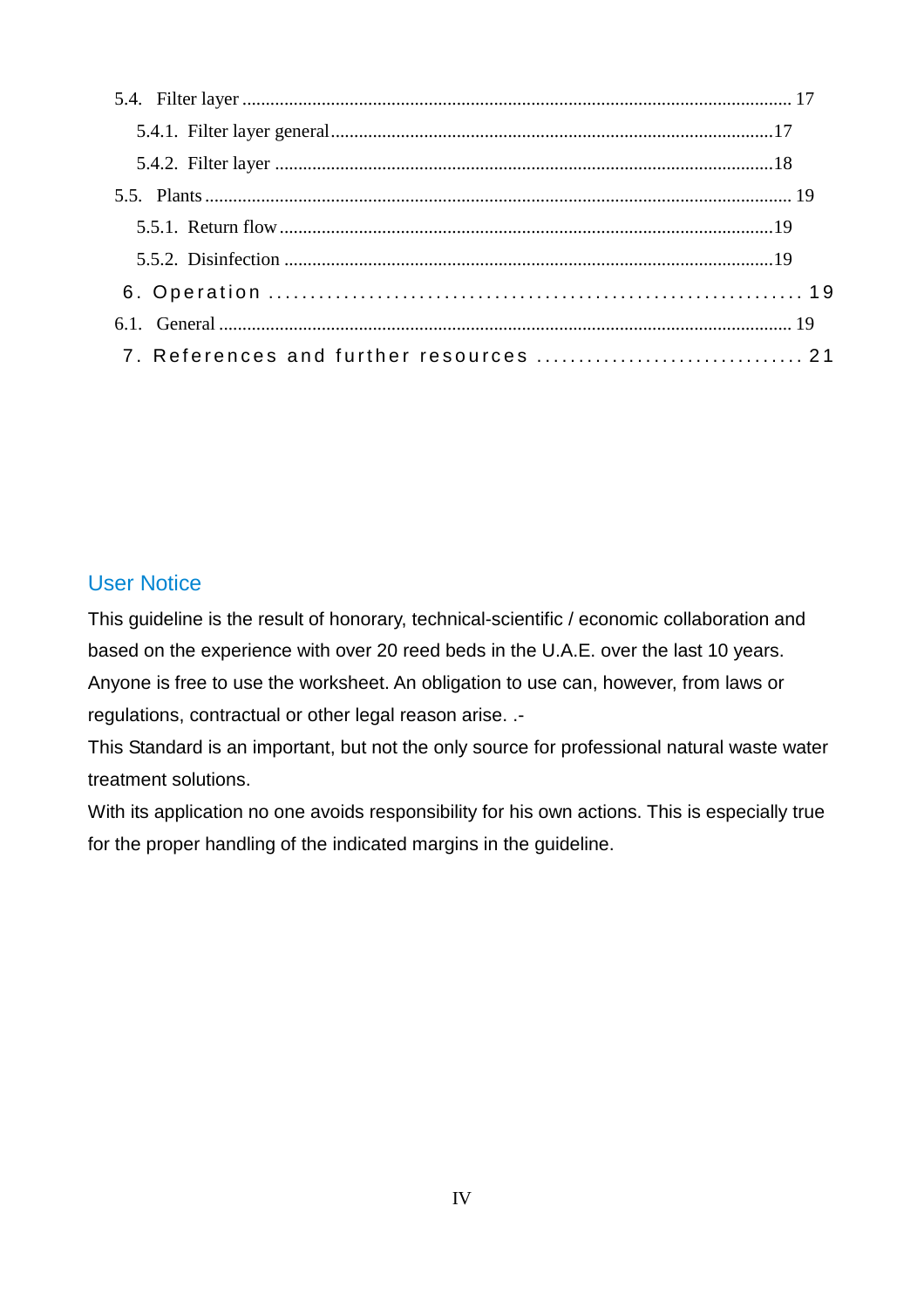5.4. Filter layer ........................................................................................................................ 17

5.4.1. Filter layer general.............................................................................................17

5.4.2. Filter layer ..........................................................................................................18

5.5. Plants ............................................................................................................................. 19

5.5.1. Return flow .........................................................................................................19

5.5.2. Disinfection ........................................................................................................19

6. Operation ............................................................ 19

6.1. General ........................................................................................................................... 19

7. References and further resources ............................... 21

## User Notice

This guideline is the result of honorary, technical-scientific / economic collaboration and based on the experience with over 20 reed beds in the U.A.E. over the last 10 years. Anyone is free to use the worksheet. An obligation to use can, however, from laws or regulations, contractual or other legal reason arise. .-

This Standard is an important, but not the only source for professional natural waste water treatment solutions.

With its application no one avoids responsibility for his own actions. This is especially true for the proper handling of the indicated margins in the guideline.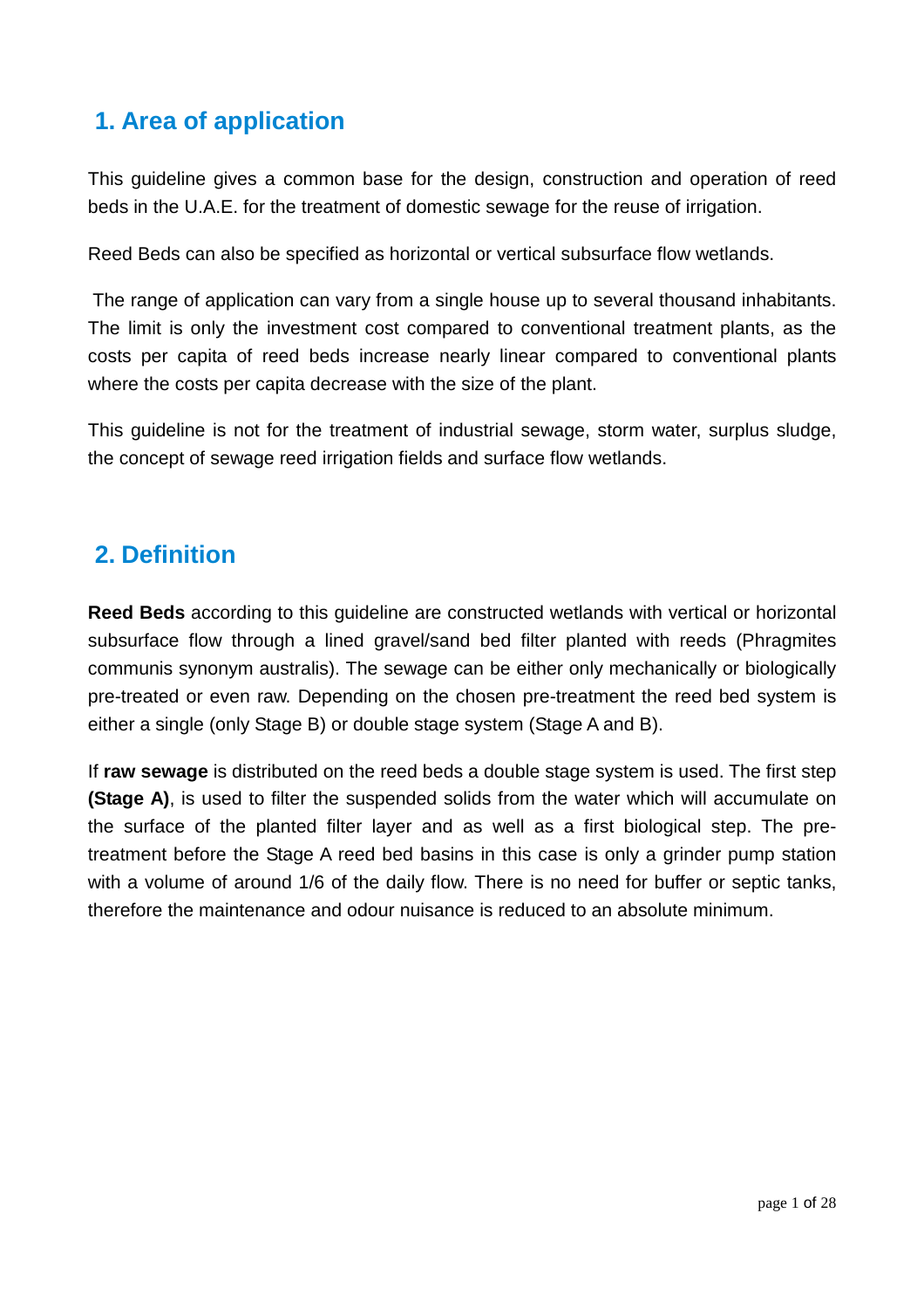## 1. Area of application

This guideline gives a common base for the design, construction and operation of reed beds in the U.A.E. for the treatment of domestic sewage for the reuse of irrigation.

Reed Beds can also be specified as horizontal or vertical subsurface flow wetlands.

The range of application can vary from a single house up to several thousand inhabitants. The limit is only the investment cost compared to conventional treatment plants, as the costs per capita of reed beds increase nearly linear compared to conventional plants where the costs per capita decrease with the size of the plant.

This guideline is not for the treatment of industrial sewage, storm water, surplus sludge, the concept of sewage reed irrigation fields and surface flow wetlands.

## 2. Definition

**Reed Beds** according to this guideline are constructed wetlands with vertical or horizontal subsurface flow through a lined gravel/sand bed filter planted with reeds (Phragmites communis synonym australis). The sewage can be either only mechanically or biologically pre-treated or even raw. Depending on the chosen pre-treatment the reed bed system is either a single (only Stage B) or double stage system (Stage A and B).

If **raw sewage** is distributed on the reed beds a double stage system is used. The first step **(Stage A)**, is used to filter the suspended solids from the water which will accumulate on the surface of the planted filter layer and as well as a first biological step. The pre-treatment before the Stage A reed bed basins in this case is only a grinder pump station with a volume of around 1/6 of the daily flow. There is no need for buffer or septic tanks, therefore the maintenance and odour nuisance is reduced to an absolute minimum.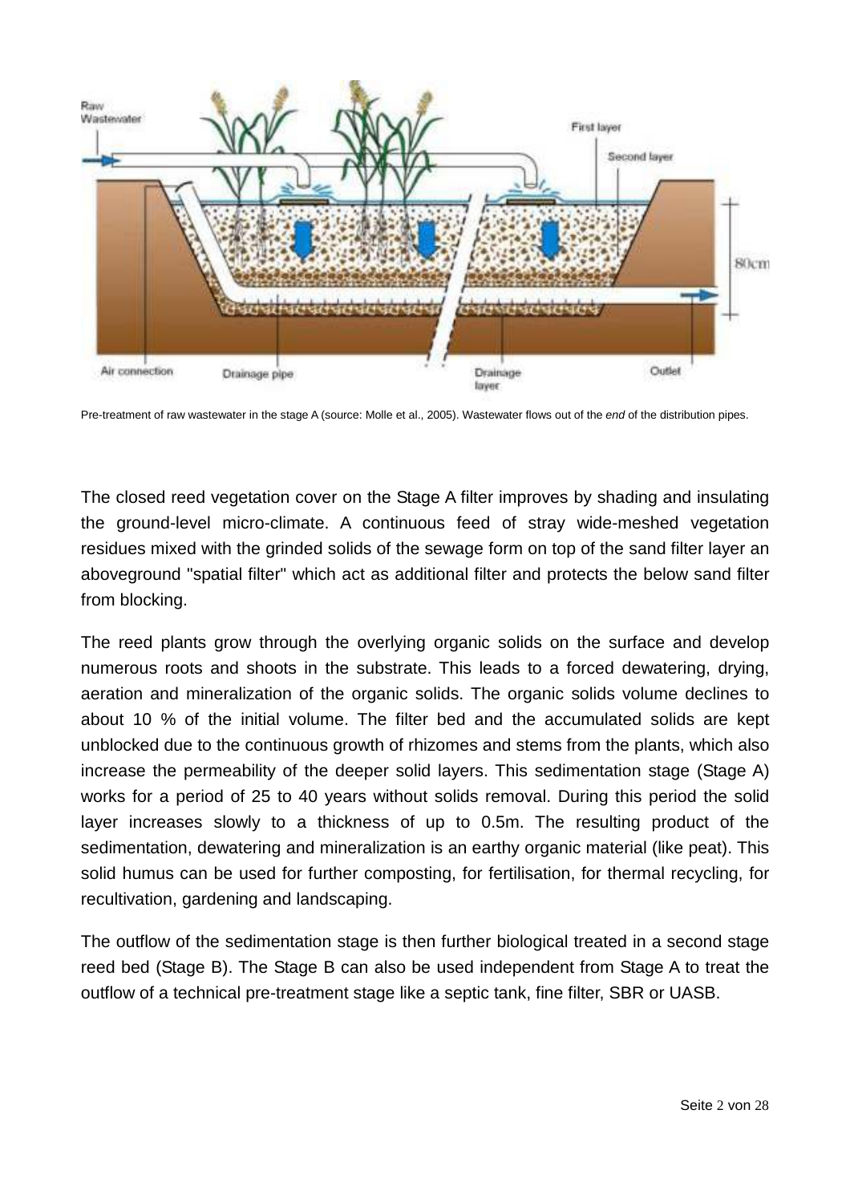Pre-treatment of raw wastewater in the stage A (source: Molle et al., 2005). Wastewater flows out of the *end* of the distribution pipes.

The closed reed vegetation cover on the Stage A filter improves by shading and insulating the ground-level micro-climate. A continuous feed of stray wide-meshed vegetation residues mixed with the grinded solids of the sewage form on top of the sand filter layer an aboveground "spatial filter" which act as additional filter and protects the below sand filter from blocking.

The reed plants grow through the overlying organic solids on the surface and develop numerous roots and shoots in the substrate. This leads to a forced dewatering, drying, aeration and mineralization of the organic solids. The organic solids volume declines to about 10 % of the initial volume. The filter bed and the accumulated solids are kept unblocked due to the continuous growth of rhizomes and stems from the plants, which also increase the permeability of the deeper solid layers. This sedimentation stage (Stage A) works for a period of 25 to 40 years without solids removal. During this period the solid layer increases slowly to a thickness of up to 0.5m. The resulting product of the sedimentation, dewatering and mineralization is an earthy organic material (like peat). This solid humus can be used for further composting, for fertilisation, for thermal recycling, for recultivation, gardening and landscaping.

The outflow of the sedimentation stage is then further biological treated in a second stage reed bed (Stage B). The Stage B can also be used independent from Stage A to treat the outflow of a technical pre-treatment stage like a septic tank, fine filter, SBR or UASB.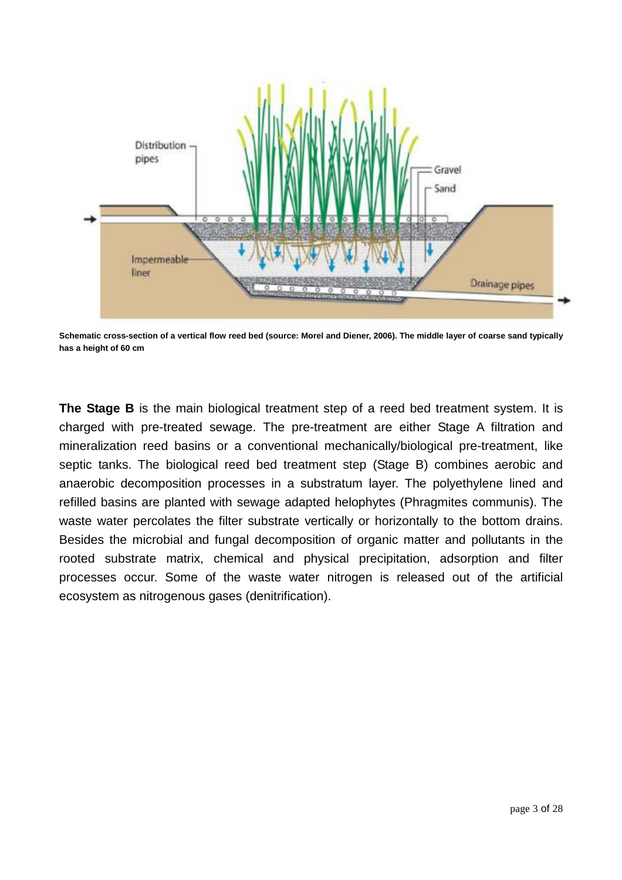**Schematic cross-section of a vertical flow reed bed (source: Morel and Diener, 2006). The middle layer of coarse sand typically has a height of 60 cm**

**The Stage B** is the main biological treatment step of a reed bed treatment system. It is charged with pre-treated sewage. The pre-treatment are either Stage A filtration and mineralization reed basins or a conventional mechanically/biological pre-treatment, like septic tanks. The biological reed bed treatment step (Stage B) combines aerobic and anaerobic decomposition processes in a substratum layer. The polyethylene lined and refilled basins are planted with sewage adapted helophytes (Phragmites communis). The waste water percolates the filter substrate vertically or horizontally to the bottom drains. Besides the microbial and fungal decomposition of organic matter and pollutants in the rooted substrate matrix, chemical and physical precipitation, adsorption and filter processes occur. Some of the waste water nitrogen is released out of the artificial ecosystem as nitrogenous gases (denitrification).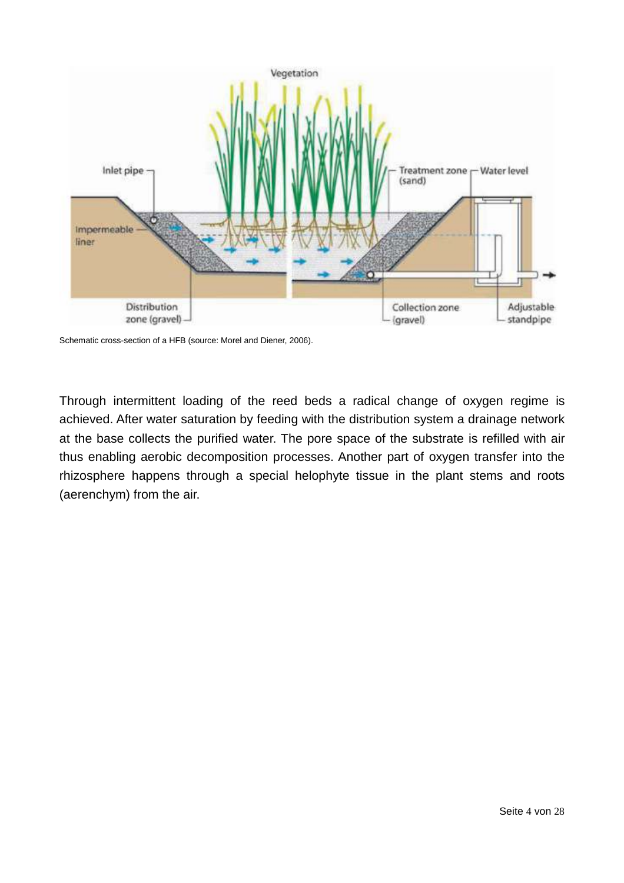Schematic cross-section of a HFB (source: Morel and Diener, 2006).

Through intermittent loading of the reed beds a radical change of oxygen regime is achieved. After water saturation by feeding with the distribution system a drainage network at the base collects the purified water. The pore space of the substrate is refilled with air thus enabling aerobic decomposition processes. Another part of oxygen transfer into the rhizosphere happens through a special helophyte tissue in the plant stems and roots (aerenchym) from the air.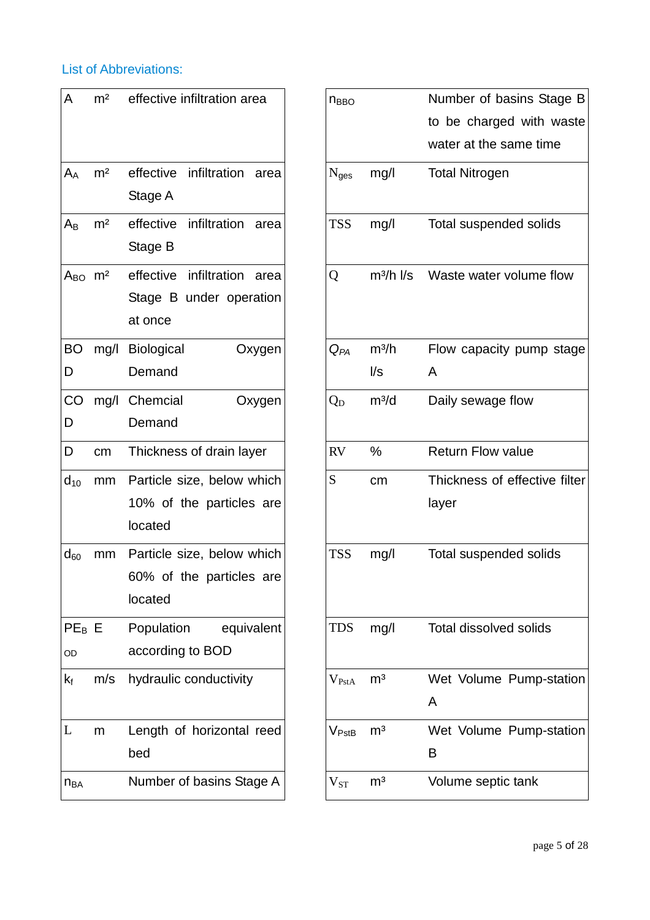## List of Abbreviations:

| | | |
|---|---|---|
| $A$ | m² | effective infiltration area |
| $A_A$ | m² | effective infiltration area Stage A |
| $A_B$ | m² | effective infiltration area Stage B |
| $A_{BO}$ | m² | effective infiltration area Stage B under operation at once |
| BOD | mg/l | Biological Oxygen Demand |
| COD | mg/l | Chemcial Oxygen Demand |
| D | cm | Thickness of drain layer |
| $d_{10}$ | mm | Particle size, below which 10% of the particles are located |
| $d_{60}$ | mm | Particle size, below which 60% of the particles are located |
| $PE_{BOD}$ | E | Population equivalent according to BOD |
| $k_f$ | m/s | hydraulic conductivity |
| L | m | Length of horizontal reed bed |
| $n_{BA}$ | | Number of basins Stage A |

| | | |
|---|---|---|
| $n_{BBO}$ | | Number of basins Stage B to be charged with waste water at the same time |
| $N_{ges}$ | mg/l | Total Nitrogen |
| TSS | mg/l | Total suspended solids |
| Q | m³/h l/s | Waste water volume flow |
| $Q_{PA}$ | m³/h l/s | Flow capacity pump stage A |
| $Q_D$ | m³/d | Daily sewage flow |
| RV | % | Return Flow value |
| S | cm | Thickness of effective filter layer |
| TSS | mg/l | Total suspended solids |
| TDS | mg/l | Total dissolved solids |
| $V_{PstA}$ | m³ | Wet Volume Pump-station A |
| $V_{PstB}$ | m³ | Wet Volume Pump-station B |
| $V_{ST}$ | m³ | Volume septic tank |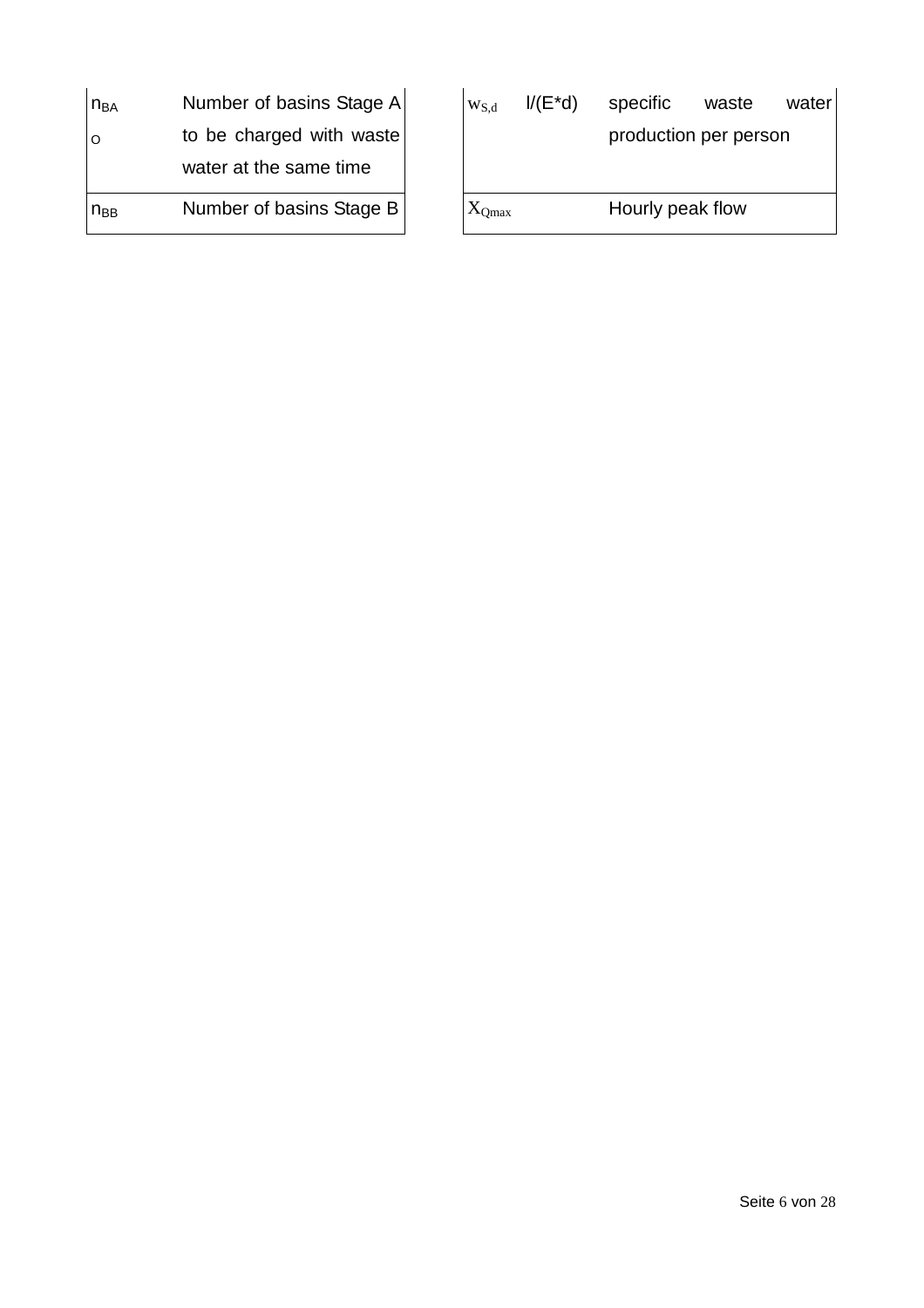| | | |
|---|---|---|
| $n_{BAO}$ | | Number of basins Stage A to be charged with waste water at the same time |
| $n_{BB}$ | | Number of basins Stage B |

| | | |
|---|---|---|
| $w_{S,d}$ | l/(E*d) | specific waste water production per person |
| $X_{Qmax}$ | | Hourly peak flow |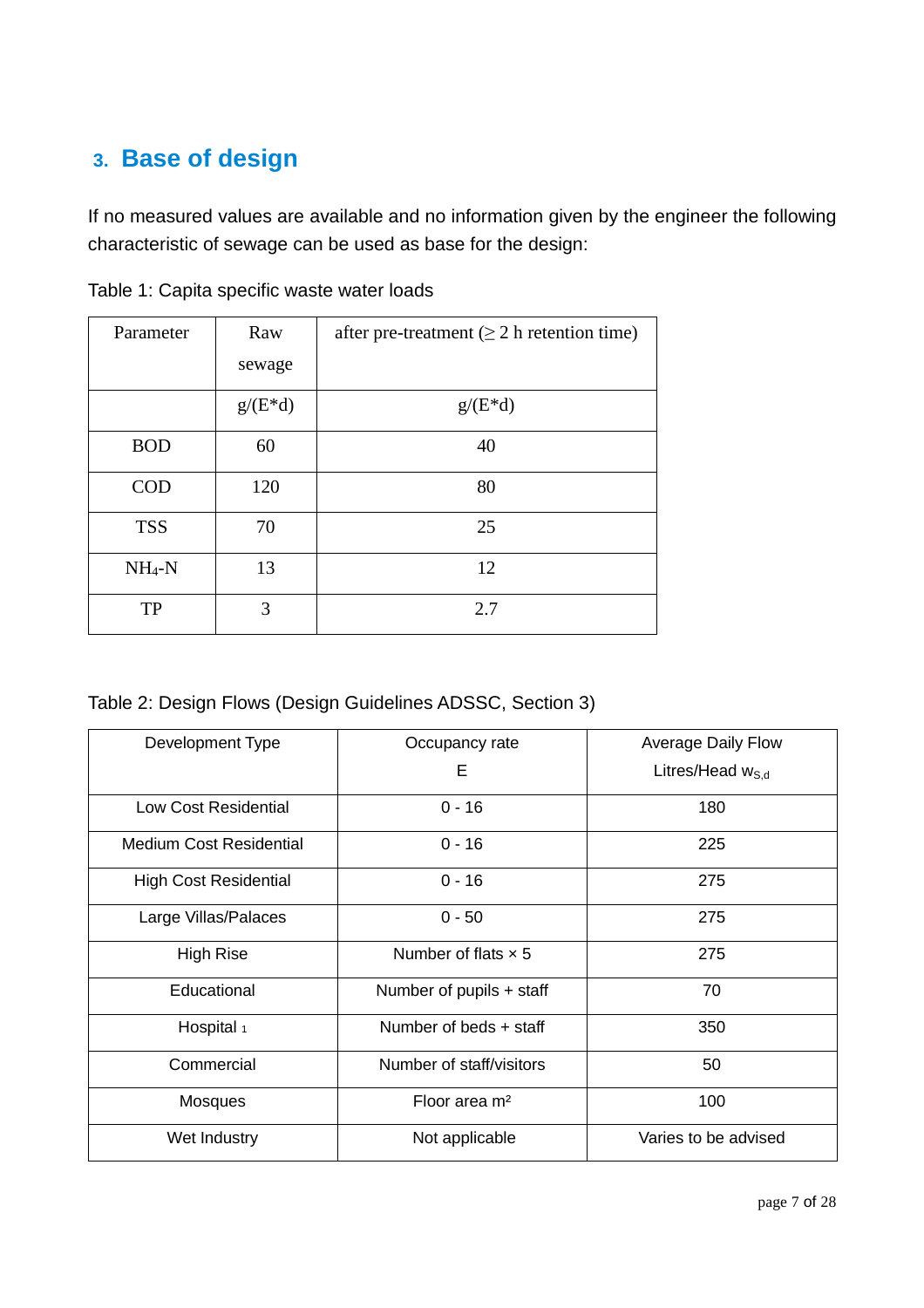## 3. Base of design

If no measured values are available and no information given by the engineer the following characteristic of sewage can be used as base for the design:

Table 1: Capita specific waste water loads

| Parameter | Raw sewage | after pre-treatment (≥ 2 h retention time) |
|---|---|---|
| | g/(E*d) | g/(E*d) |
| BOD | 60 | 40 |
| COD | 120 | 80 |
| TSS | 70 | 25 |
| $NH_4$-N | 13 | 12 |
| TP | 3 | 2.7 |

Table 2: Design Flows (Design Guidelines ADSSC, Section 3)

| Development Type | Occupancy rate E | Average Daily Flow Litres/Head $w_{S,d}$ |
|---|---|---|
| Low Cost Residential | 0 - 16 | 180 |
| Medium Cost Residential | 0 - 16 | 225 |
| High Cost Residential | 0 - 16 | 275 |
| Large Villas/Palaces | 0 - 50 | 275 |
| High Rise | Number of flats × 5 | 275 |
| Educational | Number of pupils + staff | 70 |
| Hospital [1] | Number of beds + staff | 350 |
| Commercial | Number of staff/visitors | 50 |
| Mosques | Floor area m² | 100 |
| Wet Industry | Not applicable | Varies to be advised |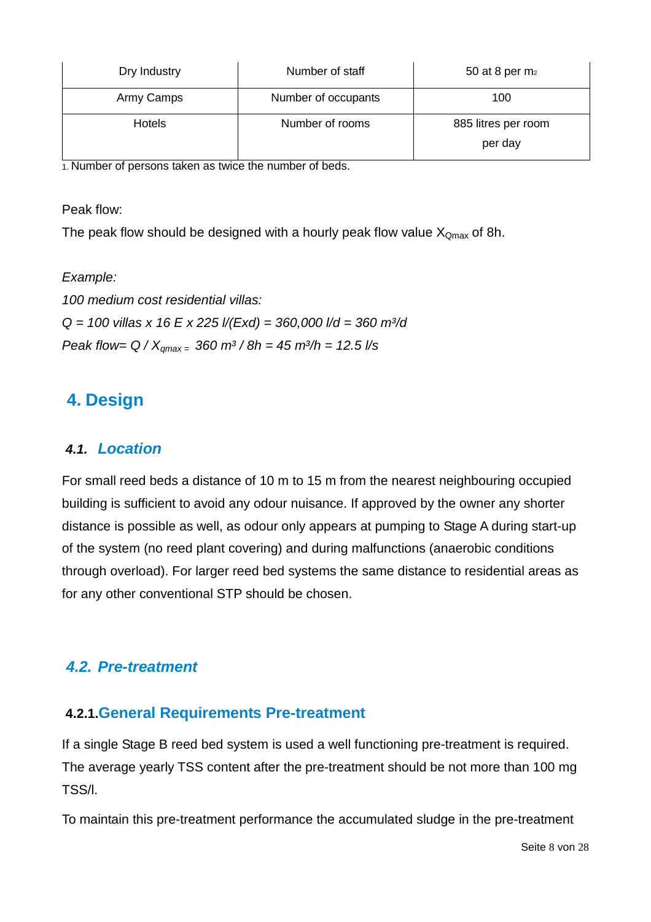| Dry Industry | Number of staff | 50 at 8 per $m_2$ |
|---|---|---|
| Army Camps | Number of occupants | 100 |
| Hotels | Number of rooms | 885 litres per room per day |

1. Number of persons taken as twice the number of beds.

Peak flow:

The peak flow should be designed with a hourly peak flow value $X_{Qmax}$ of 8h.

*Example:*

*100 medium cost residential villas:*

*Q = 100 villas x 16 E x 225 l/(Exd) = 360,000 l/d = 360 m³/d*

*Peak flow= $Q / X_{qmax}$ = 360 m³ / 8h = 45 m³/h = 12.5 l/s*

# 4. Design

## 4.1. Location

For small reed beds a distance of 10 m to 15 m from the nearest neighbouring occupied building is sufficient to avoid any odour nuisance. If approved by the owner any shorter distance is possible as well, as odour only appears at pumping to Stage A during start-up of the system (no reed plant covering) and during malfunctions (anaerobic conditions through overload). For larger reed bed systems the same distance to residential areas as for any other conventional STP should be chosen.

## 4.2. Pre-treatment

### 4.2.1. General Requirements Pre-treatment

If a single Stage B reed bed system is used a well functioning pre-treatment is required. The average yearly TSS content after the pre-treatment should be not more than 100 mg TSS/l.

To maintain this pre-treatment performance the accumulated sludge in the pre-treatment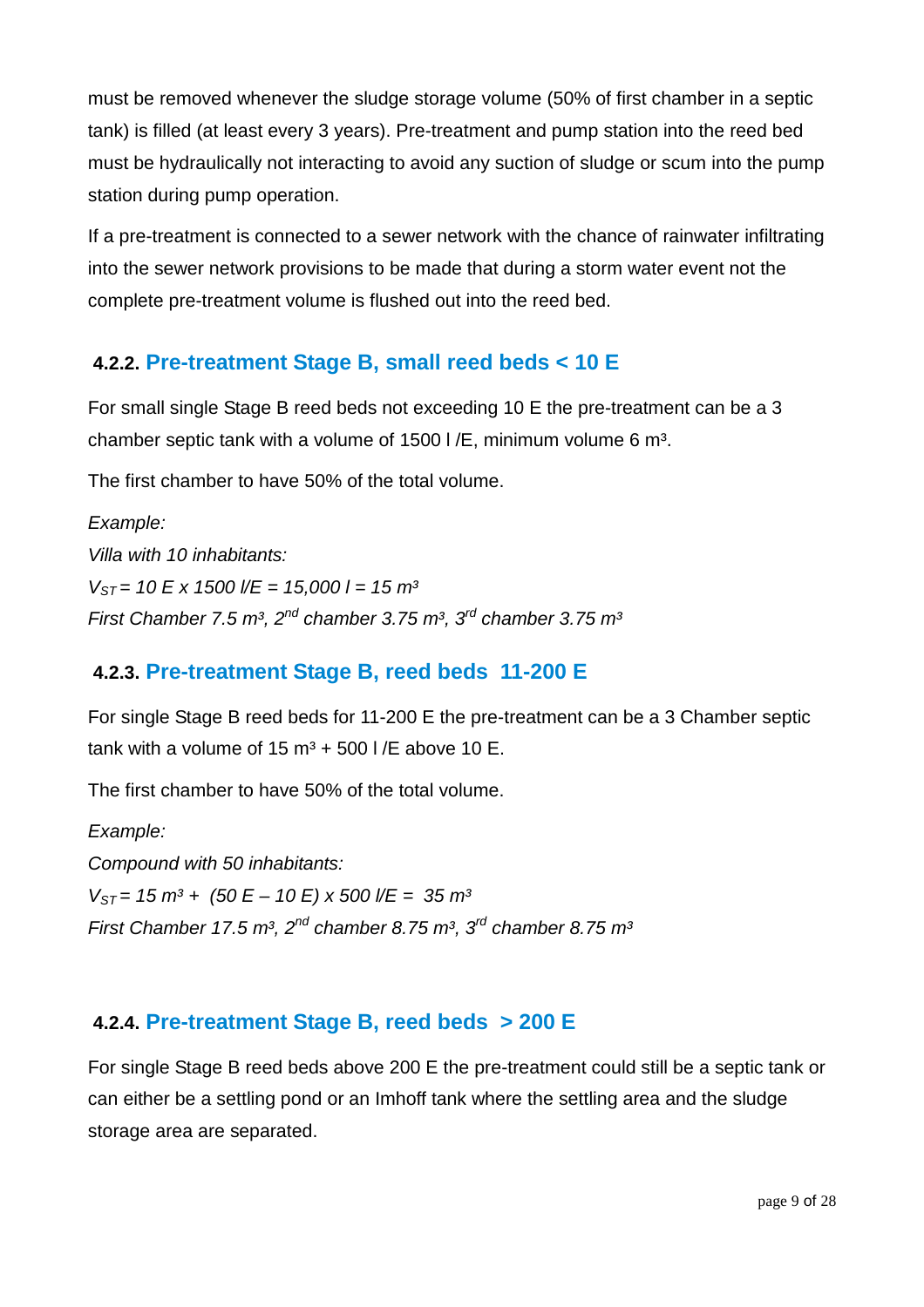must be removed whenever the sludge storage volume (50% of first chamber in a septic tank) is filled (at least every 3 years). Pre-treatment and pump station into the reed bed must be hydraulically not interacting to avoid any suction of sludge or scum into the pump station during pump operation.

If a pre-treatment is connected to a sewer network with the chance of rainwater infiltrating into the sewer network provisions to be made that during a storm water event not the complete pre-treatment volume is flushed out into the reed bed.

### 4.2.2. Pre-treatment Stage B, small reed beds < 10 E

For small single Stage B reed beds not exceeding 10 E the pre-treatment can be a 3 chamber septic tank with a volume of 1500 l /E, minimum volume 6 $m^3$.

The first chamber to have 50% of the total volume.

*Example:*
*Villa with 10 inhabitants:*
$V_{ST} = 10\ E \times 1500\ l/E = 15{,}000\ l = 15\ m^3$
*First Chamber 7.5 $m^3$, 2nd chamber 3.75 $m^3$, 3rd chamber 3.75 $m^3$*

### 4.2.3. Pre-treatment Stage B, reed beds 11-200 E

For single Stage B reed beds for 11-200 E the pre-treatment can be a 3 Chamber septic tank with a volume of 15 $m^3$ + 500 l /E above 10 E.

The first chamber to have 50% of the total volume.

*Example:*
*Compound with 50 inhabitants:*
$V_{ST} = 15\ m^3 + (50\ E - 10\ E) \times 500\ l/E = 35\ m^3$
*First Chamber 17.5 $m^3$, 2nd chamber 8.75 $m^3$, 3rd chamber 8.75 $m^3$*

### 4.2.4. Pre-treatment Stage B, reed beds > 200 E

For single Stage B reed beds above 200 E the pre-treatment could still be a septic tank or can either be a settling pond or an Imhoff tank where the settling area and the sludge storage area are separated.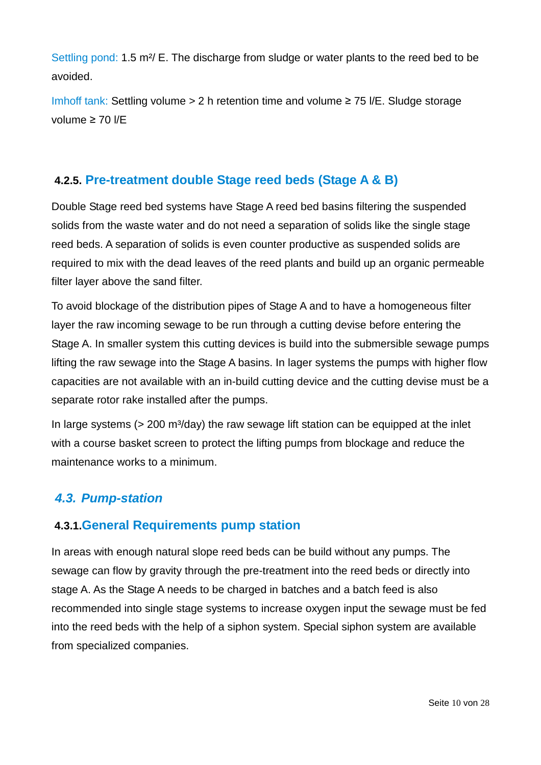Settling pond: 1.5 m²/ E. The discharge from sludge or water plants to the reed bed to be avoided.

Imhoff tank: Settling volume > 2 h retention time and volume ≥ 75 l/E. Sludge storage volume ≥ 70 l/E

### 4.2.5. Pre-treatment double Stage reed beds (Stage A & B)

Double Stage reed bed systems have Stage A reed bed basins filtering the suspended solids from the waste water and do not need a separation of solids like the single stage reed beds. A separation of solids is even counter productive as suspended solids are required to mix with the dead leaves of the reed plants and build up an organic permeable filter layer above the sand filter.

To avoid blockage of the distribution pipes of Stage A and to have a homogeneous filter layer the raw incoming sewage to be run through a cutting devise before entering the Stage A. In smaller system this cutting devices is build into the submersible sewage pumps lifting the raw sewage into the Stage A basins. In lager systems the pumps with higher flow capacities are not available with an in-build cutting device and the cutting devise must be a separate rotor rake installed after the pumps.

In large systems (> 200 m³/day) the raw sewage lift station can be equipped at the inlet with a course basket screen to protect the lifting pumps from blockage and reduce the maintenance works to a minimum.

## *4.3. Pump-station*

### 4.3.1. General Requirements pump station

In areas with enough natural slope reed beds can be build without any pumps. The sewage can flow by gravity through the pre-treatment into the reed beds or directly into stage A. As the Stage A needs to be charged in batches and a batch feed is also recommended into single stage systems to increase oxygen input the sewage must be fed into the reed beds with the help of a siphon system. Special siphon system are available from specialized companies.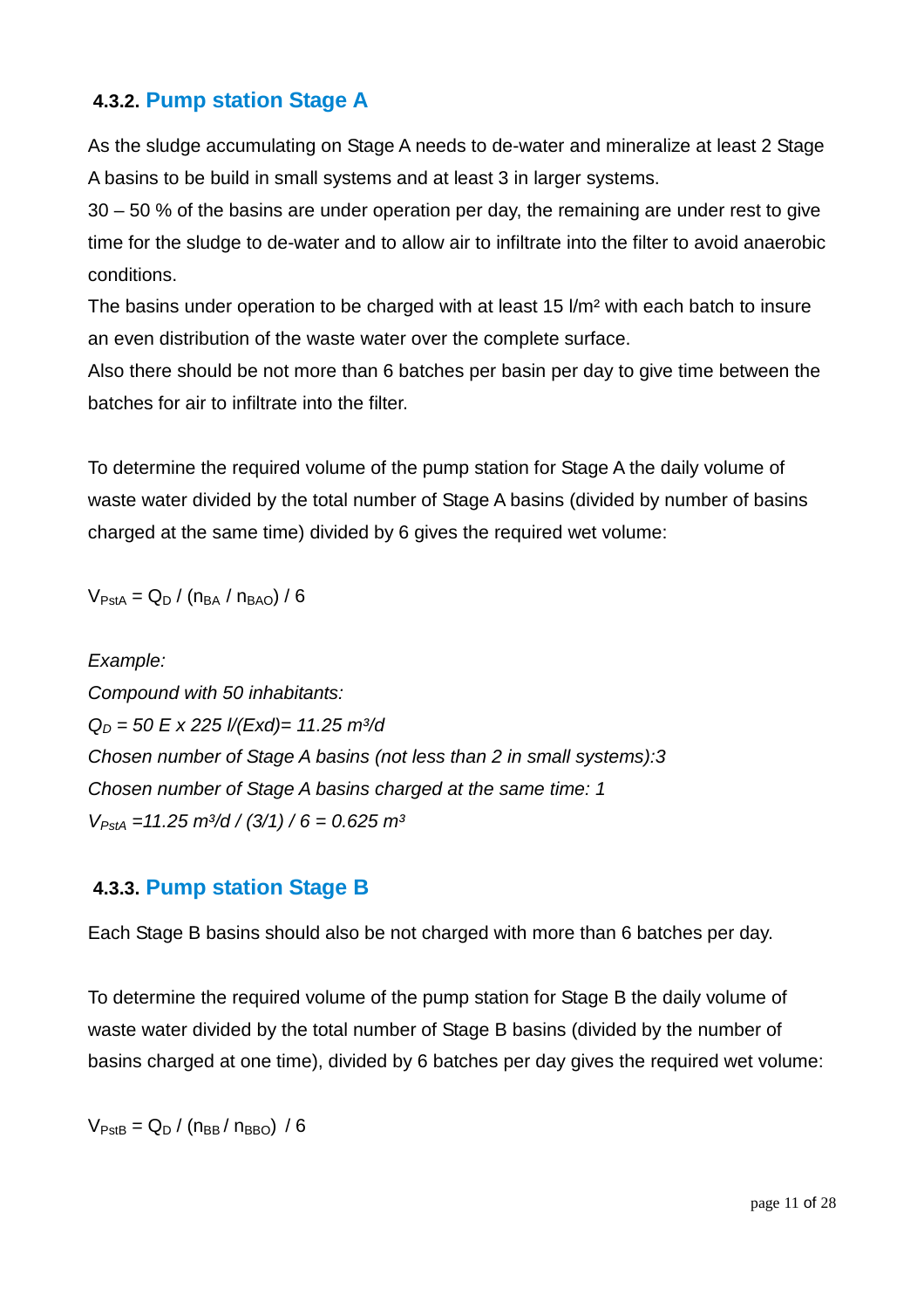### 4.3.2. Pump station Stage A

As the sludge accumulating on Stage A needs to de-water and mineralize at least 2 Stage A basins to be build in small systems and at least 3 in larger systems.
30 – 50 % of the basins are under operation per day, the remaining are under rest to give time for the sludge to de-water and to allow air to infiltrate into the filter to avoid anaerobic conditions.
The basins under operation to be charged with at least 15 l/m² with each batch to insure an even distribution of the waste water over the complete surface.
Also there should be not more than 6 batches per basin per day to give time between the batches for air to infiltrate into the filter.

To determine the required volume of the pump station for Stage A the daily volume of waste water divided by the total number of Stage A basins (divided by number of basins charged at the same time) divided by 6 gives the required wet volume:

$$V_{PstA} = Q_D / (n_{BA} / n_{BAO}) / 6$$

*Example:*
*Compound with 50 inhabitants:*
*$Q_D$ = 50 E x 225 l/(Exd)= 11.25 m³/d*
*Chosen number of Stage A basins (not less than 2 in small systems):3*
*Chosen number of Stage A basins charged at the same time: 1*
*$V_{PstA}$ =11.25 m³/d / (3/1) / 6 = 0.625 m³*

### 4.3.3. Pump station Stage B

Each Stage B basins should also be not charged with more than 6 batches per day.

To determine the required volume of the pump station for Stage B the daily volume of waste water divided by the total number of Stage B basins (divided by the number of basins charged at one time), divided by 6 batches per day gives the required wet volume:

$$V_{PstB} = Q_D / (n_{BB} / n_{BBO}) / 6$$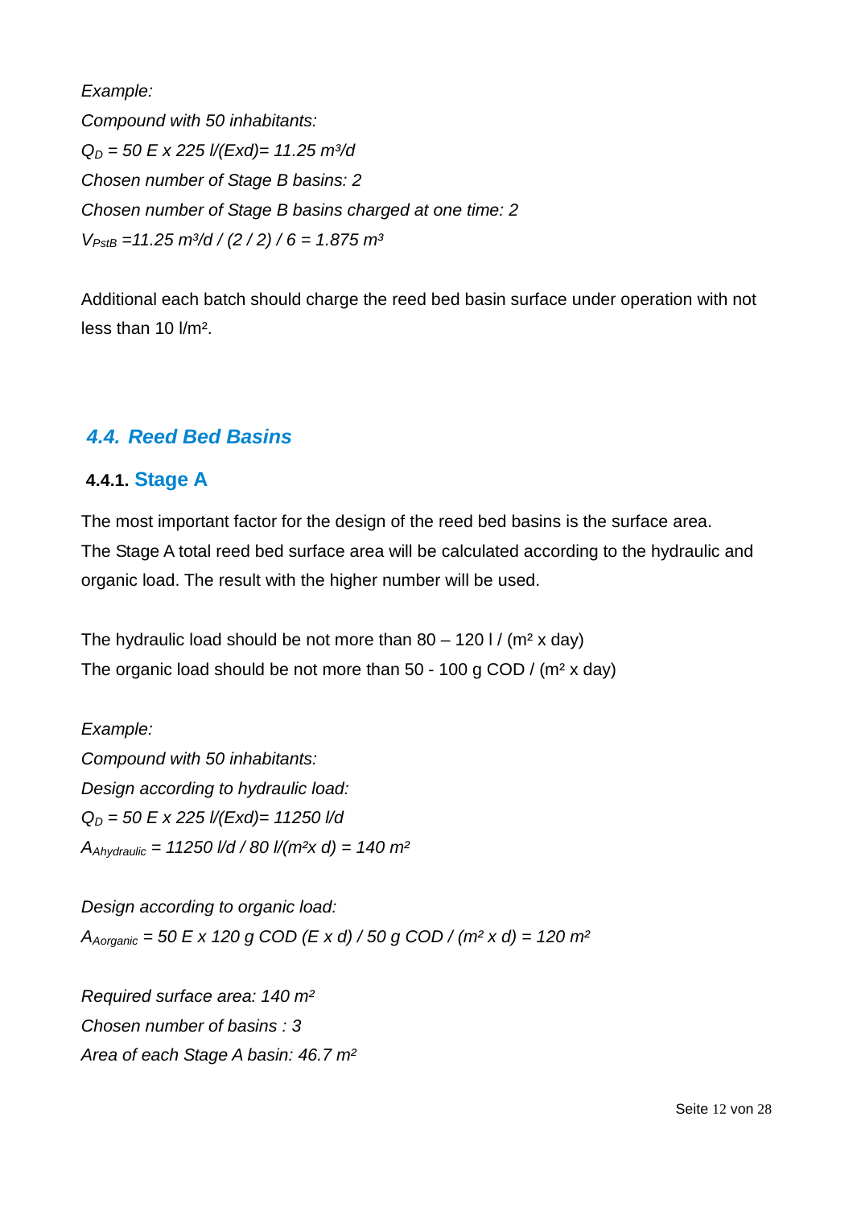*Example:*

*Compound with 50 inhabitants:*

$Q_D$ *= 50 E x 225 l/(Exd)= 11.25 m³/d*

*Chosen number of Stage B basins: 2*

*Chosen number of Stage B basins charged at one time: 2*

$V_{PstB}$ *=11.25 m³/d / (2 / 2) / 6 = 1.875 m³*

Additional each batch should charge the reed bed basin surface under operation with not less than 10 l/m².

## 4.4. Reed Bed Basins

### 4.4.1. Stage A

The most important factor for the design of the reed bed basins is the surface area. The Stage A total reed bed surface area will be calculated according to the hydraulic and organic load. The result with the higher number will be used.

The hydraulic load should be not more than 80 – 120 l / (m² x day)

The organic load should be not more than 50 - 100 g COD / (m² x day)

*Example:*

*Compound with 50 inhabitants:*

*Design according to hydraulic load:*

$Q_D$ *= 50 E x 225 l/(Exd)= 11250 l/d*

$A_{Ahydraulic}$ *= 11250 l/d / 80 l/(m²x d) = 140 m²*

*Design according to organic load:*

$A_{Aorganic}$ *= 50 E x 120 g COD (E x d) / 50 g COD / (m² x d) = 120 m²*

*Required surface area: 140 m²*

*Chosen number of basins : 3*

*Area of each Stage A basin: 46.7 m²*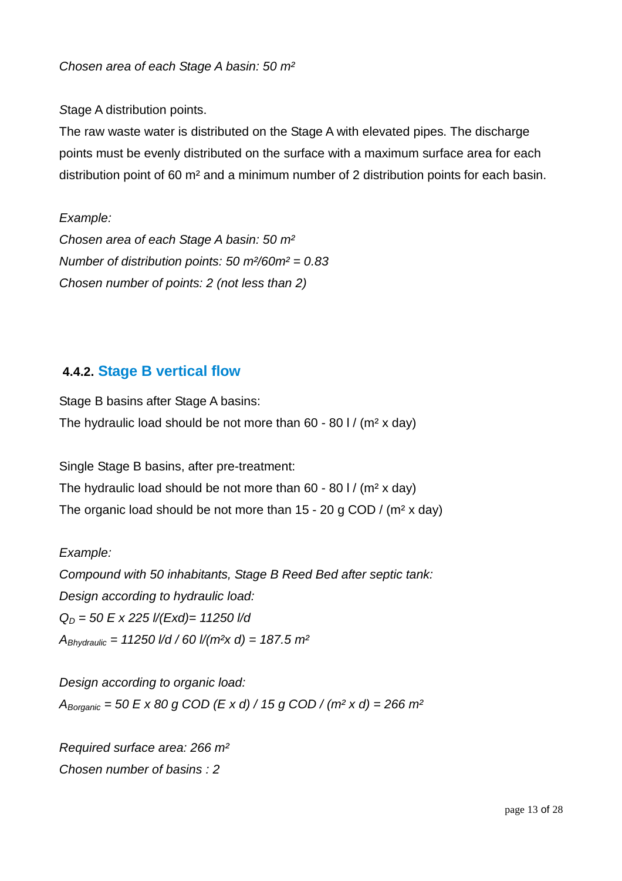*Chosen area of each Stage A basin: 50 m²*

Stage A distribution points.

The raw waste water is distributed on the Stage A with elevated pipes. The discharge points must be evenly distributed on the surface with a maximum surface area for each distribution point of 60 m² and a minimum number of 2 distribution points for each basin.

*Example:*

*Chosen area of each Stage A basin: 50 m²*

*Number of distribution points: 50 m²/60m² = 0.83*

*Chosen number of points: 2 (not less than 2)*

### 4.4.2. Stage B vertical flow

Stage B basins after Stage A basins:

The hydraulic load should be not more than 60 - 80 l / (m² x day)

Single Stage B basins, after pre-treatment:

The hydraulic load should be not more than 60 - 80 l / (m² x day)

The organic load should be not more than 15 - 20 g COD / (m² x day)

*Example:*

*Compound with 50 inhabitants, Stage B Reed Bed after septic tank:*

*Design according to hydraulic load:*

$Q_D$ *= 50 E x 225 l/(Exd)= 11250 l/d*

$A_{Bhydraulic}$ *= 11250 l/d / 60 l/(m²x d) = 187.5 m²*

*Design according to organic load:*

$A_{Borganic}$ *= 50 E x 80 g COD (E x d) / 15 g COD / (m² x d) = 266 m²*

*Required surface area: 266 m²*

*Chosen number of basins : 2*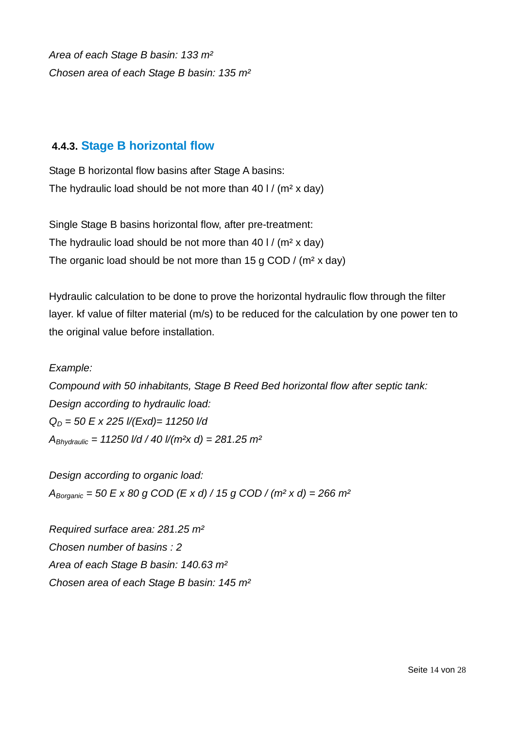*Area of each Stage B basin: 133 m²*

*Chosen area of each Stage B basin: 135 m²*

### 4.4.3. Stage B horizontal flow

Stage B horizontal flow basins after Stage A basins:
The hydraulic load should be not more than 40 l / (m² x day)

Single Stage B basins horizontal flow, after pre-treatment:
The hydraulic load should be not more than 40 l / (m² x day)
The organic load should be not more than 15 g COD / (m² x day)

Hydraulic calculation to be done to prove the horizontal hydraulic flow through the filter layer. kf value of filter material (m/s) to be reduced for the calculation by one power ten to the original value before installation.

*Example:*

*Compound with 50 inhabitants, Stage B Reed Bed horizontal flow after septic tank:*

*Design according to hydraulic load:*

$Q_D$ = 50 E x 225 l/(Exd)= 11250 l/d

$A_{Bhydraulic}$ = 11250 l/d / 40 l/(m²x d) = 281.25 m²

*Design according to organic load:*

$A_{Borganic}$ = 50 E x 80 g COD (E x d) / 15 g COD / (m² x d) = 266 m²

*Required surface area: 281.25 m²*

*Chosen number of basins : 2*

*Area of each Stage B basin: 140.63 m²*

*Chosen area of each Stage B basin: 145 m²*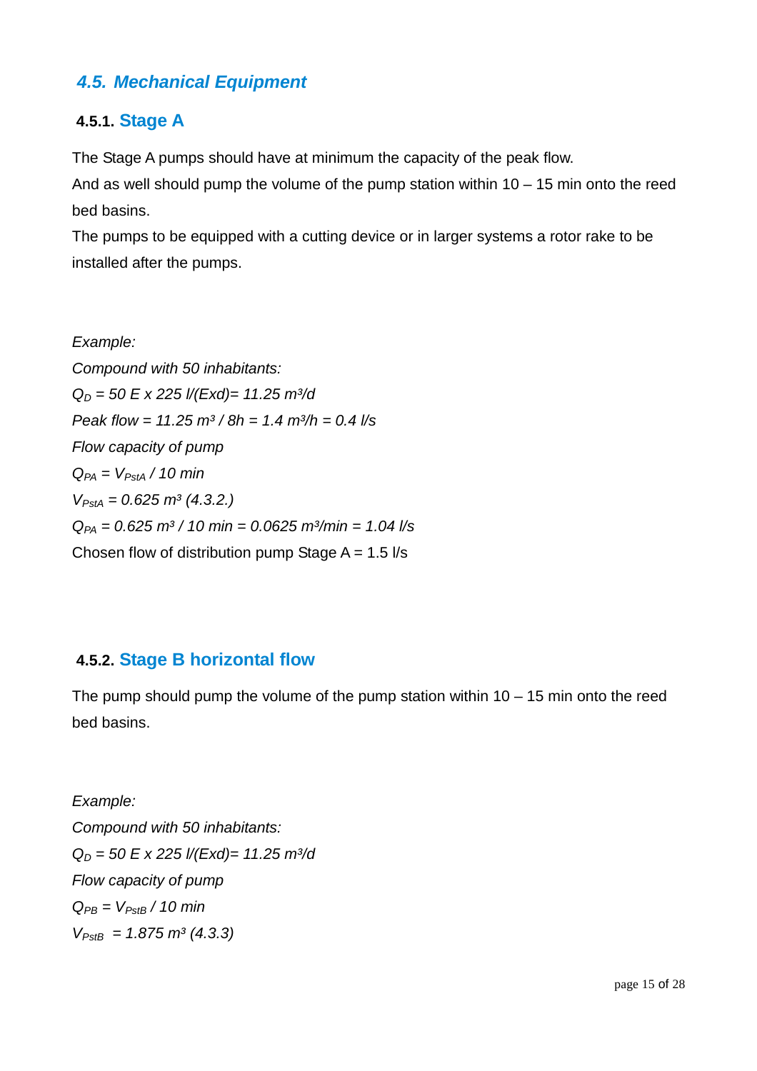## *4.5. Mechanical Equipment*

### 4.5.1. Stage A

The Stage A pumps should have at minimum the capacity of the peak flow.
And as well should pump the volume of the pump station within 10 – 15 min onto the reed bed basins.
The pumps to be equipped with a cutting device or in larger systems a rotor rake to be installed after the pumps.

*Example:*
*Compound with 50 inhabitants:*
$Q_D = 50\ E \times 225\ l/(E \times d) = 11.25\ m^3/d$
*Peak flow* $= 11.25\ m^3 / 8h = 1.4\ m^3/h = 0.4\ l/s$
*Flow capacity of pump*
$Q_{PA} = V_{PstA} / 10\ min$
$V_{PstA} = 0.625\ m^3$ *(4.3.2.)*
$Q_{PA} = 0.625\ m^3 / 10\ min = 0.0625\ m^3/min = 1.04\ l/s$
Chosen flow of distribution pump Stage A = 1.5 l/s

### 4.5.2. Stage B horizontal flow

The pump should pump the volume of the pump station within 10 – 15 min onto the reed bed basins.

*Example:*
*Compound with 50 inhabitants:*
$Q_D = 50\ E \times 225\ l/(E \times d) = 11.25\ m^3/d$
*Flow capacity of pump*
$Q_{PB} = V_{PstB} / 10\ min$
$V_{PstB} = 1.875\ m^3$ *(4.3.3)*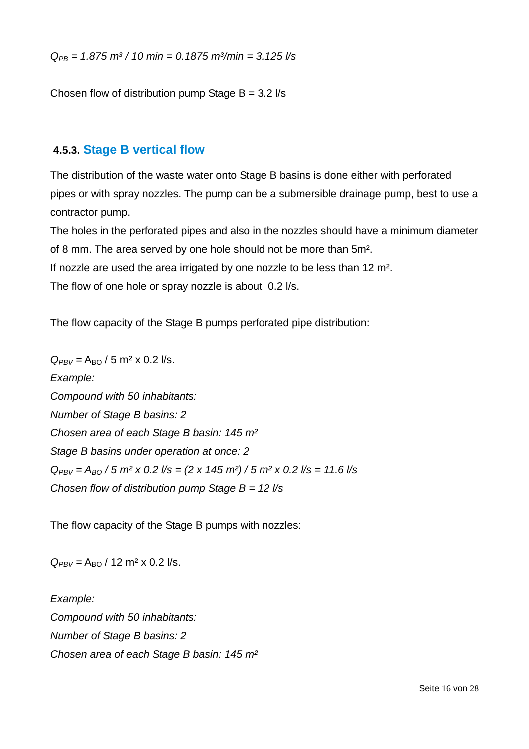*$Q_{PB}$ = 1.875 m³ / 10 min = 0.1875 m³/min = 3.125 l/s*

Chosen flow of distribution pump Stage B = 3.2 l/s

### 4.5.3. Stage B vertical flow

The distribution of the waste water onto Stage B basins is done either with perforated pipes or with spray nozzles. The pump can be a submersible drainage pump, best to use a contractor pump.

The holes in the perforated pipes and also in the nozzles should have a minimum diameter of 8 mm. The area served by one hole should not be more than 5m².

If nozzle are used the area irrigated by one nozzle to be less than 12 m².

The flow of one hole or spray nozzle is about 0.2 l/s.

The flow capacity of the Stage B pumps perforated pipe distribution:

$Q_{PBV}$ = $A_{BO}$ / 5 m² x 0.2 l/s.

*Example:*

*Compound with 50 inhabitants:*

*Number of Stage B basins: 2*

*Chosen area of each Stage B basin: 145 m²*

*Stage B basins under operation at once: 2*

*$Q_{PBV}$ = $A_{BO}$ / 5 m² x 0.2 l/s = (2 x 145 m²) / 5 m² x 0.2 l/s = 11.6 l/s*

*Chosen flow of distribution pump Stage B = 12 l/s*

The flow capacity of the Stage B pumps with nozzles:

$Q_{PBV}$ = $A_{BO}$ / 12 m² x 0.2 l/s.

*Example:*

*Compound with 50 inhabitants:*

*Number of Stage B basins: 2*

*Chosen area of each Stage B basin: 145 m²*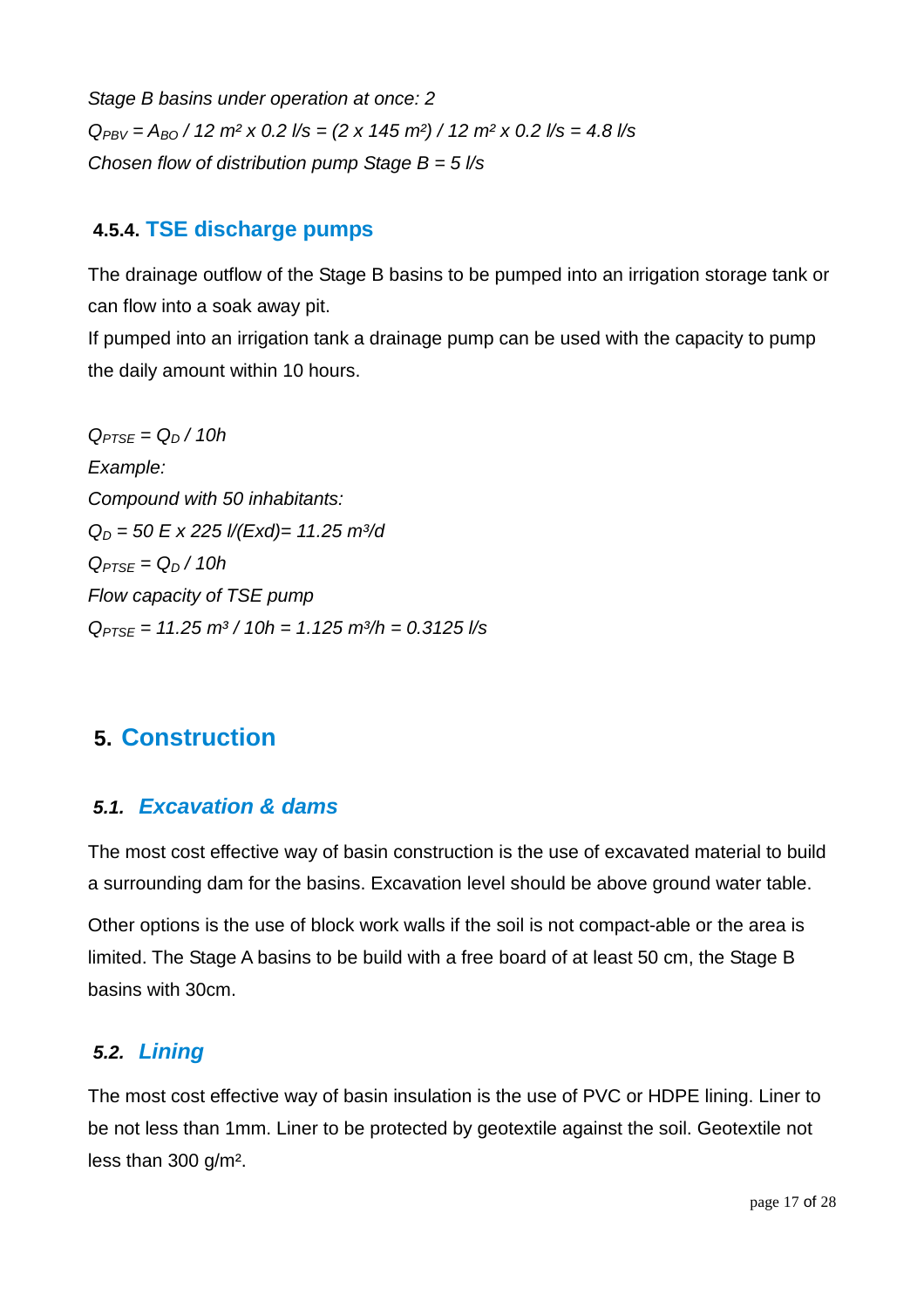*Stage B basins under operation at once: 2*

$Q_{PBV} = A_{BO} / 12\ m^2 \times 0.2\ l/s = (2 \times 145\ m^2) / 12\ m^2 \times 0.2\ l/s = 4.8\ l/s$

*Chosen flow of distribution pump Stage B = 5 l/s*

#### 4.5.4. TSE discharge pumps

The drainage outflow of the Stage B basins to be pumped into an irrigation storage tank or can flow into a soak away pit.

If pumped into an irrigation tank a drainage pump can be used with the capacity to pump the daily amount within 10 hours.

$Q_{PTSE} = Q_D / 10h$

*Example:*

*Compound with 50 inhabitants:*

$Q_D = 50\ E \times 225\ l/(Exd) = 11.25\ m^3/d$

$Q_{PTSE} = Q_D / 10h$

*Flow capacity of TSE pump*

$Q_{PTSE} = 11.25\ m^3 / 10h = 1.125\ m^3/h = 0.3125\ l/s$

## 5. Construction

### *5.1. Excavation & dams*

The most cost effective way of basin construction is the use of excavated material to build a surrounding dam for the basins. Excavation level should be above ground water table.

Other options is the use of block work walls if the soil is not compact-able or the area is limited. The Stage A basins to be build with a free board of at least 50 cm, the Stage B basins with 30cm.

### *5.2. Lining*

The most cost effective way of basin insulation is the use of PVC or HDPE lining. Liner to be not less than 1mm. Liner to be protected by geotextile against the soil. Geotextile not less than 300 g/m².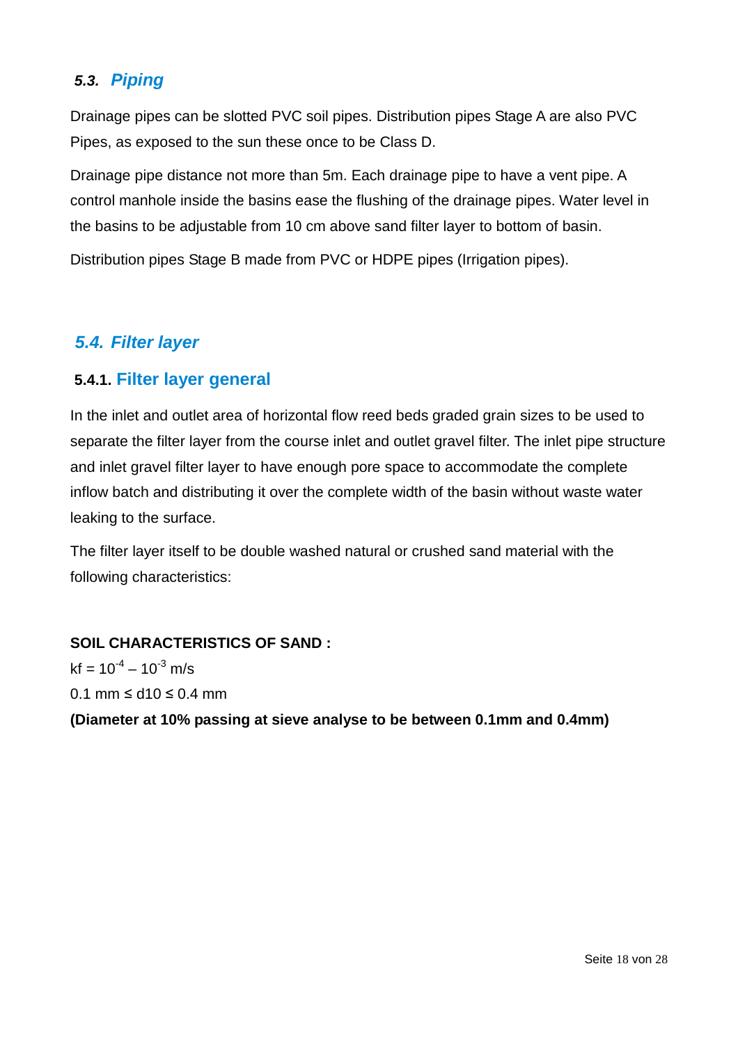## 5.3. *Piping*

Drainage pipes can be slotted PVC soil pipes. Distribution pipes Stage A are also PVC Pipes, as exposed to the sun these once to be Class D.

Drainage pipe distance not more than 5m. Each drainage pipe to have a vent pipe. A control manhole inside the basins ease the flushing of the drainage pipes. Water level in the basins to be adjustable from 10 cm above sand filter layer to bottom of basin.

Distribution pipes Stage B made from PVC or HDPE pipes (Irrigation pipes).

## *5.4. Filter layer*

### 5.4.1. Filter layer general

In the inlet and outlet area of horizontal flow reed beds graded grain sizes to be used to separate the filter layer from the course inlet and outlet gravel filter. The inlet pipe structure and inlet gravel filter layer to have enough pore space to accommodate the complete inflow batch and distributing it over the complete width of the basin without waste water leaking to the surface.

The filter layer itself to be double washed natural or crushed sand material with the following characteristics:

**SOIL CHARACTERISTICS OF SAND :**

$kf = 10^{-4} – 10^{-3}$ m/s

0.1 mm ≤ d10 ≤ 0.4 mm

**(Diameter at 10% passing at sieve analyse to be between 0.1mm and 0.4mm)**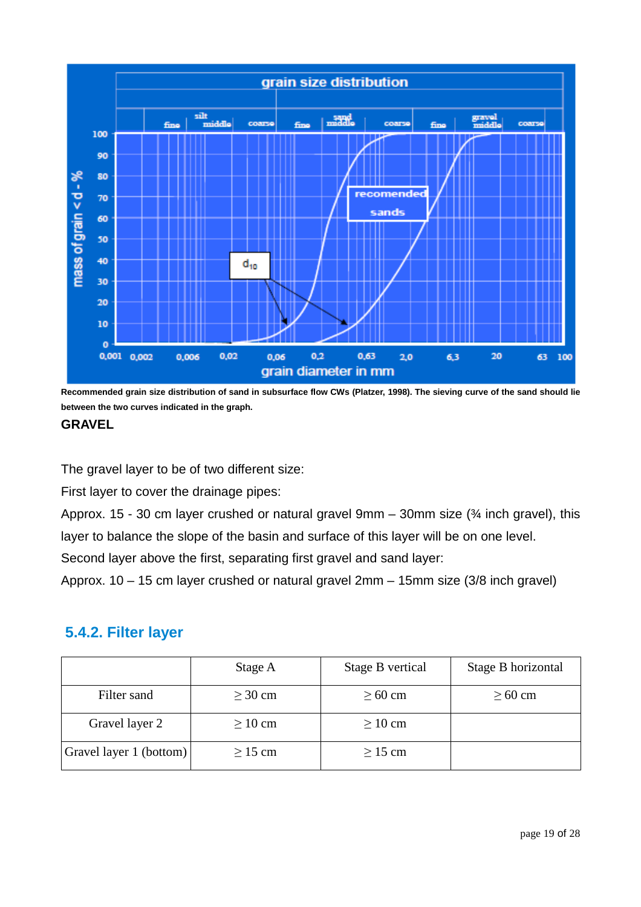Recommended grain size distribution of sand in subsurface flow CWs (Platzer, 1998). The sieving curve of the sand should lie between the two curves indicated in the graph.

**GRAVEL**

The gravel layer to be of two different size:

First layer to cover the drainage pipes:

Approx. 15 - 30 cm layer crushed or natural gravel 9mm – 30mm size (¾ inch gravel), this layer to balance the slope of the basin and surface of this layer will be on one level.

Second layer above the first, separating first gravel and sand layer:

Approx. 10 – 15 cm layer crushed or natural gravel 2mm – 15mm size (3/8 inch gravel)

## 5.4.2. Filter layer

| | Stage A | Stage B vertical | Stage B horizontal |
|---|---|---|---|
| Filter sand | ≥ 30 cm | ≥ 60 cm | ≥ 60 cm |
| Gravel layer 2 | ≥ 10 cm | ≥ 10 cm | |
| Gravel layer 1 (bottom) | ≥ 15 cm | ≥ 15 cm | |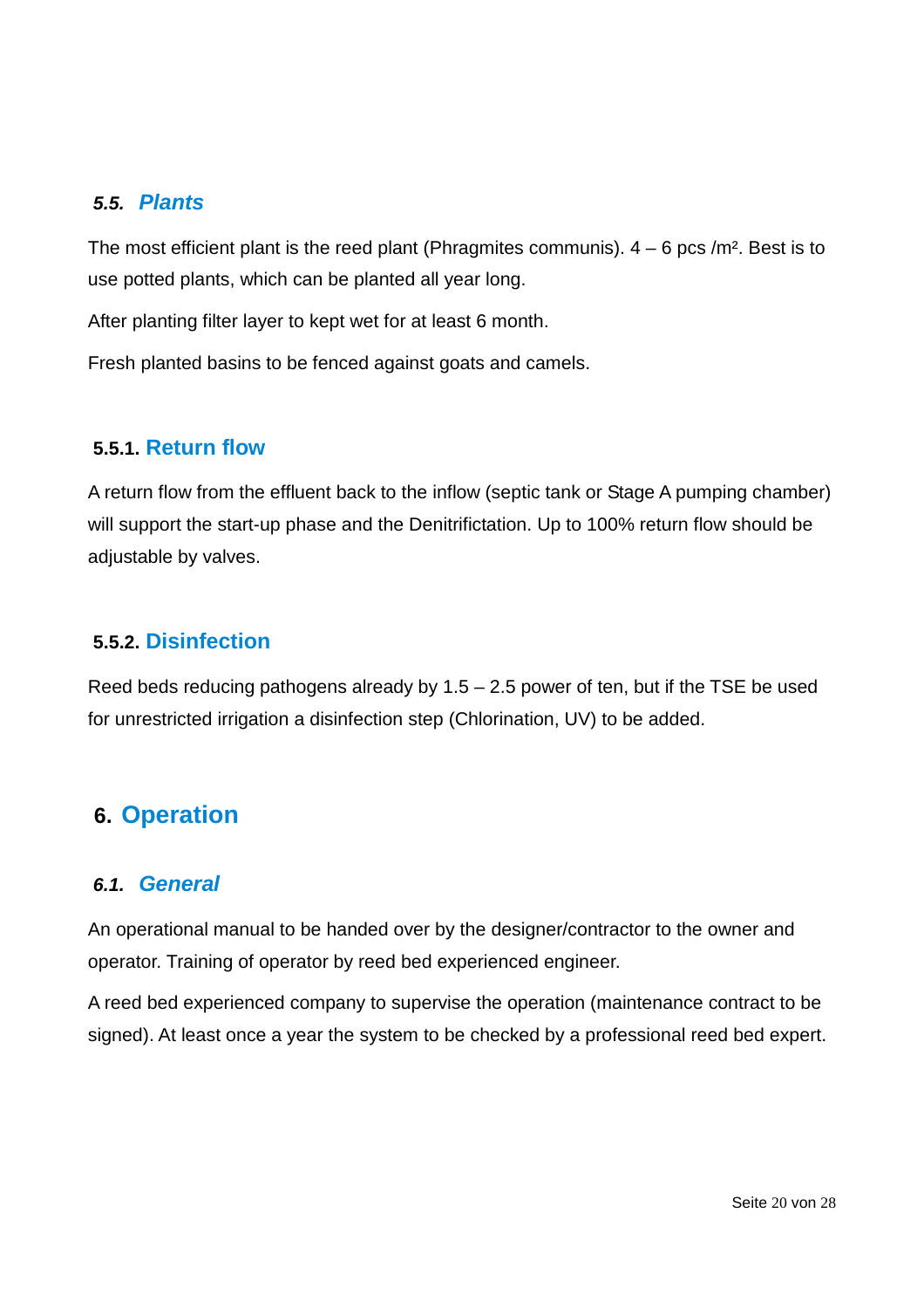### *5.5. Plants*

The most efficient plant is the reed plant (Phragmites communis). 4 – 6 pcs /m². Best is to use potted plants, which can be planted all year long.

After planting filter layer to kept wet for at least 6 month.

Fresh planted basins to be fenced against goats and camels.

#### 5.5.1. Return flow

A return flow from the effluent back to the inflow (septic tank or Stage A pumping chamber) will support the start-up phase and the Denitrifictation. Up to 100% return flow should be adjustable by valves.

#### 5.5.2. Disinfection

Reed beds reducing pathogens already by 1.5 – 2.5 power of ten, but if the TSE be used for unrestricted irrigation a disinfection step (Chlorination, UV) to be added.

## 6. Operation

### *6.1. General*

An operational manual to be handed over by the designer/contractor to the owner and operator. Training of operator by reed bed experienced engineer.

A reed bed experienced company to supervise the operation (maintenance contract to be signed). At least once a year the system to be checked by a professional reed bed expert.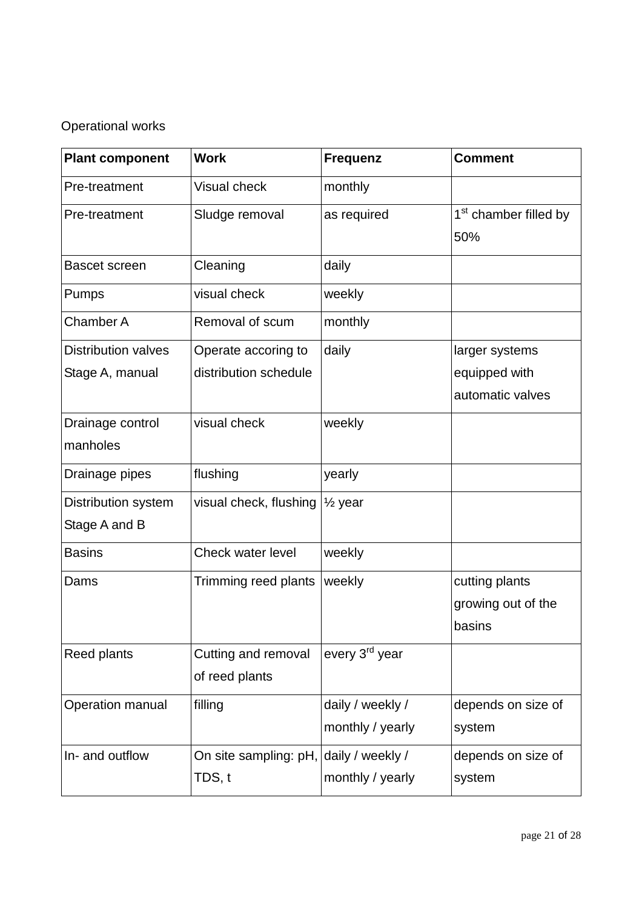Operational works

| **Plant component** | **Work** | **Frequenz** | **Comment** |
| --- | --- | --- | --- |
| Pre-treatment | Visual check | monthly | |
| Pre-treatment | Sludge removal | as required | 1st chamber filled by 50% |
| Bascet screen | Cleaning | daily | |
| Pumps | visual check | weekly | |
| Chamber A | Removal of scum | monthly | |
| Distribution valves Stage A, manual | Operate accoring to distribution schedule | daily | larger systems equipped with automatic valves |
| Drainage control manholes | visual check | weekly | |
| Drainage pipes | flushing | yearly | |
| Distribution system Stage A and B | visual check, flushing | ½ year | |
| Basins | Check water level | weekly | |
| Dams | Trimming reed plants | weekly | cutting plants growing out of the basins |
| Reed plants | Cutting and removal of reed plants | every 3rd year | |
| Operation manual | filling | daily / weekly / monthly / yearly | depends on size of system |
| In- and outflow | On site sampling: pH, TDS, t | daily / weekly / monthly / yearly | depends on size of system |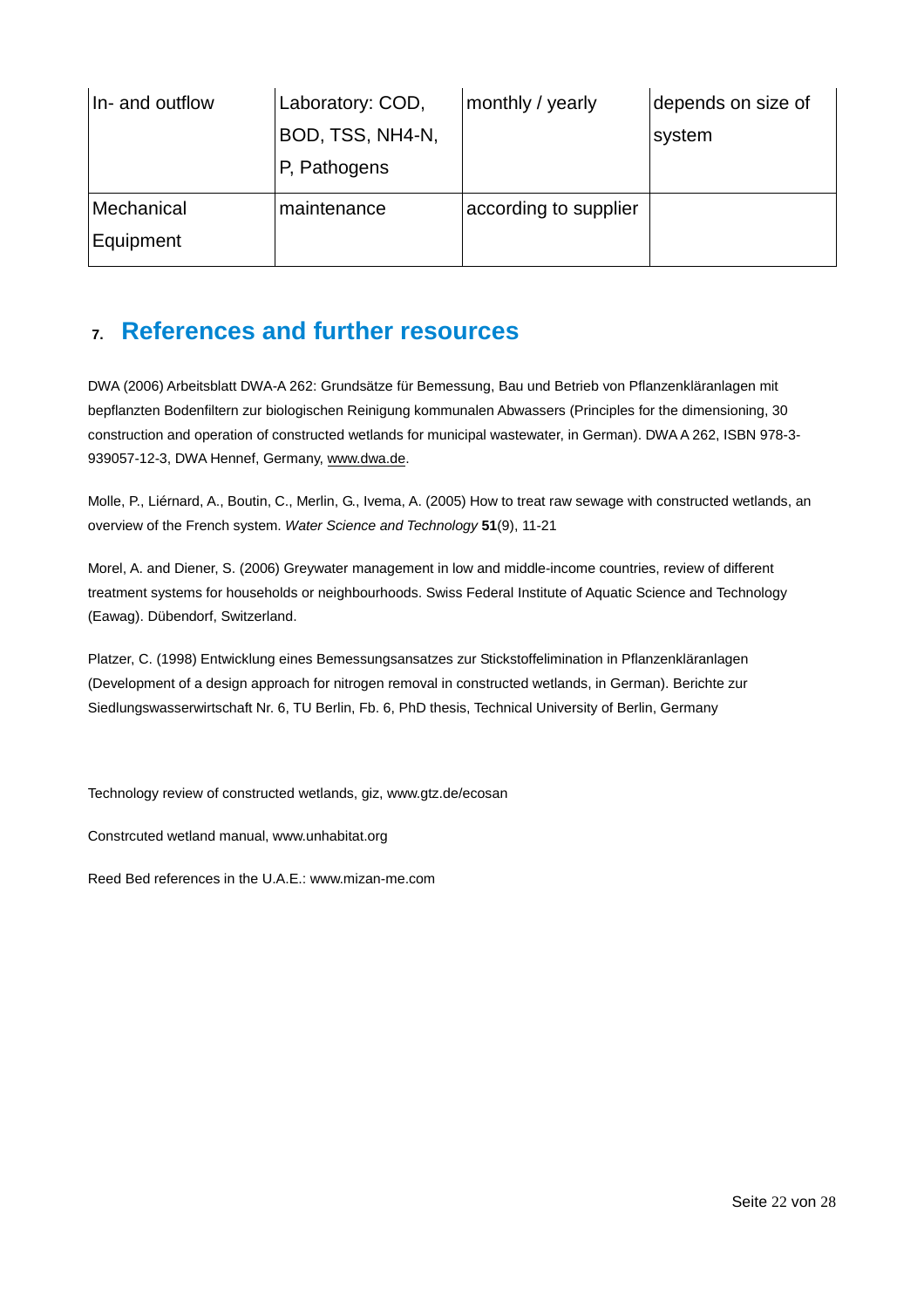| | | | |
|---|---|---|---|
| In- and outflow | Laboratory: COD, BOD, TSS, NH4-N, P, Pathogens | monthly / yearly | depends on size of system |
| Mechanical Equipment | maintenance | according to supplier | |

## 7. References and further resources

DWA (2006) Arbeitsblatt DWA-A 262: Grundsätze für Bemessung, Bau und Betrieb von Pflanzenkläranlagen mit bepflanzten Bodenfiltern zur biologischen Reinigung kommunalen Abwassers (Principles for the dimensioning, 30 construction and operation of constructed wetlands for municipal wastewater, in German). DWA A 262, ISBN 978-3-939057-12-3, DWA Hennef, Germany, www.dwa.de.

Molle, P., Liérnard, A., Boutin, C., Merlin, G., Ivema, A. (2005) How to treat raw sewage with constructed wetlands, an overview of the French system. *Water Science and Technology* **51**(9), 11-21

Morel, A. and Diener, S. (2006) Greywater management in low and middle-income countries, review of different treatment systems for households or neighbourhoods. Swiss Federal Institute of Aquatic Science and Technology (Eawag). Dübendorf, Switzerland.

Platzer, C. (1998) Entwicklung eines Bemessungsansatzes zur Stickstoffelimination in Pflanzenkläranlagen (Development of a design approach for nitrogen removal in constructed wetlands, in German). Berichte zur Siedlungswasserwirtschaft Nr. 6, TU Berlin, Fb. 6, PhD thesis, Technical University of Berlin, Germany

Technology review of constructed wetlands, giz, www.gtz.de/ecosan

Constrcuted wetland manual, www.unhabitat.org

Reed Bed references in the U.A.E.: www.mizan-me.com